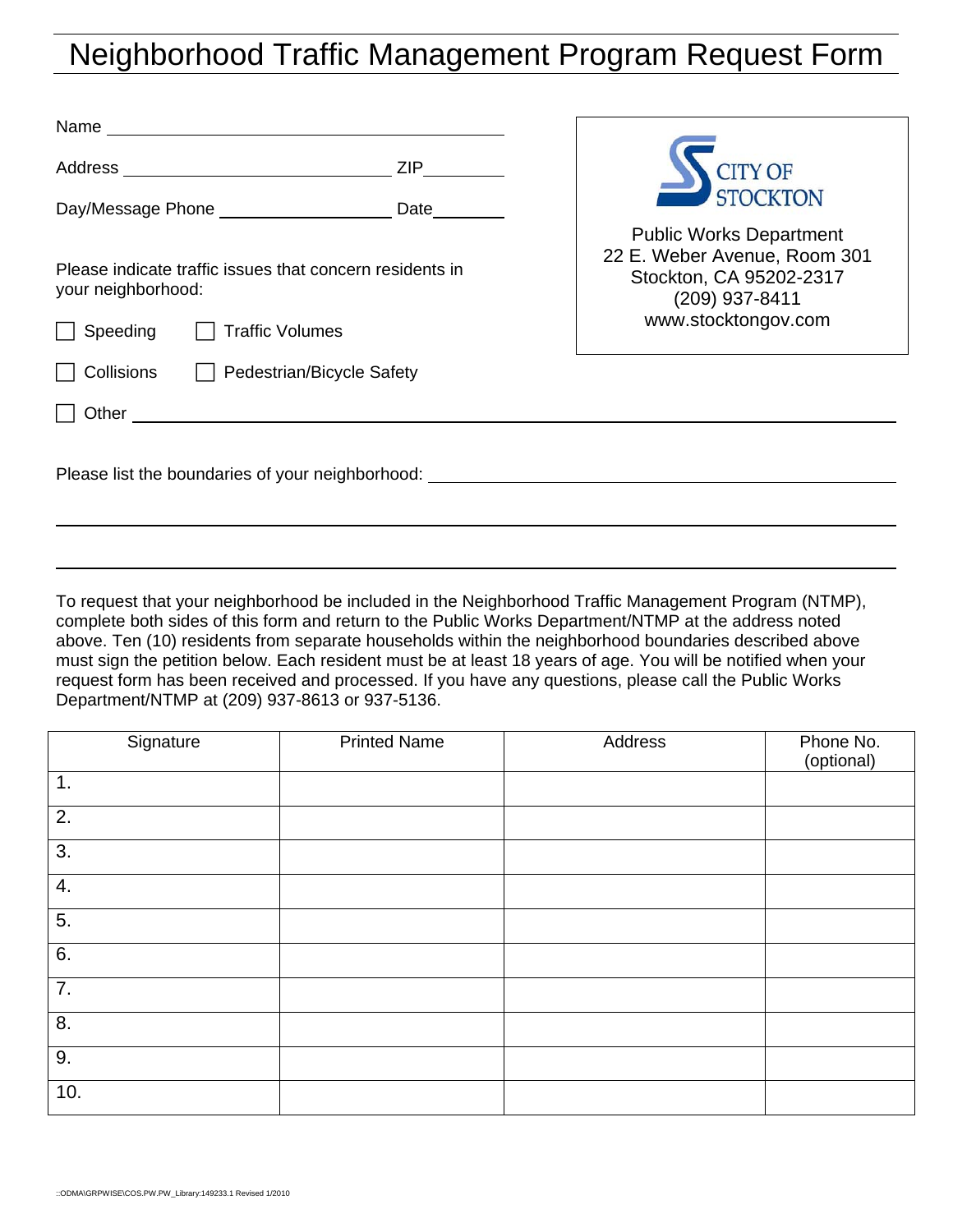# Neighborhood Traffic Management Program Request Form

Name \_\_\_\_\_\_\_\_\_\_\_\_\_\_\_\_\_\_\_\_\_\_\_\_\_\_\_\_\_\_\_\_\_\_\_\_

Address \_\_\_\_\_\_\_\_\_\_\_\_\_\_\_\_\_\_\_\_\_\_\_\_\_\_ ZIP\_\_\_\_\_\_\_\_

Day/Message Phone \_\_\_\_\_\_\_\_\_\_\_\_\_\_\_\_\_ Date\_\_\_\_\_\_\_\_

CITY OF STOCKTON

Public Works Department
22 E. Weber Avenue, Room 301
Stockton, CA 95202-2317
(209) 937-8411
www.stocktongov.com

Please indicate traffic issues that concern residents in your neighborhood:

- ☐ Speeding
- ☐ Traffic Volumes
- ☐ Collisions
- ☐ Pedestrian/Bicycle Safety
- ☐ Other \_\_\_\_\_\_\_\_\_\_\_\_\_\_\_\_\_\_\_\_\_\_\_\_\_\_\_\_\_\_\_\_\_\_\_\_\_\_\_\_\_\_\_\_\_\_\_\_\_\_\_\_

Please list the boundaries of your neighborhood: \_\_\_\_\_\_\_\_\_\_\_\_\_\_\_\_\_\_\_\_\_\_\_\_\_\_\_\_\_\_\_\_\_\_\_\_

\_\_\_\_\_\_\_\_\_\_\_\_\_\_\_\_\_\_\_\_\_\_\_\_\_\_\_\_\_\_\_\_\_\_\_\_\_\_\_\_\_\_\_\_\_\_\_\_\_\_\_\_\_\_\_\_\_\_\_\_\_\_\_\_\_\_\_\_\_\_\_\_\_\_\_\_

\_\_\_\_\_\_\_\_\_\_\_\_\_\_\_\_\_\_\_\_\_\_\_\_\_\_\_\_\_\_\_\_\_\_\_\_\_\_\_\_\_\_\_\_\_\_\_\_\_\_\_\_\_\_\_\_\_\_\_\_\_\_\_\_\_\_\_\_\_\_\_\_\_\_\_\_

To request that your neighborhood be included in the Neighborhood Traffic Management Program (NTMP), complete both sides of this form and return to the Public Works Department/NTMP at the address noted above. Ten (10) residents from separate households within the neighborhood boundaries described above must sign the petition below. Each resident must be at least 18 years of age. You will be notified when your request form has been received and processed. If you have any questions, please call the Public Works Department/NTMP at (209) 937-8613 or 937-5136.

| Signature | Printed Name | Address | Phone No. (optional) |
|---|---|---|---|
| 1. | | | |
| 2. | | | |
| 3. | | | |
| 4. | | | |
| 5. | | | |
| 6. | | | |
| 7. | | | |
| 8. | | | |
| 9. | | | |
| 10. | | | |

::ODMA\GRPWISE\COS.PW.PW_Library:149233.1 Revised 1/2010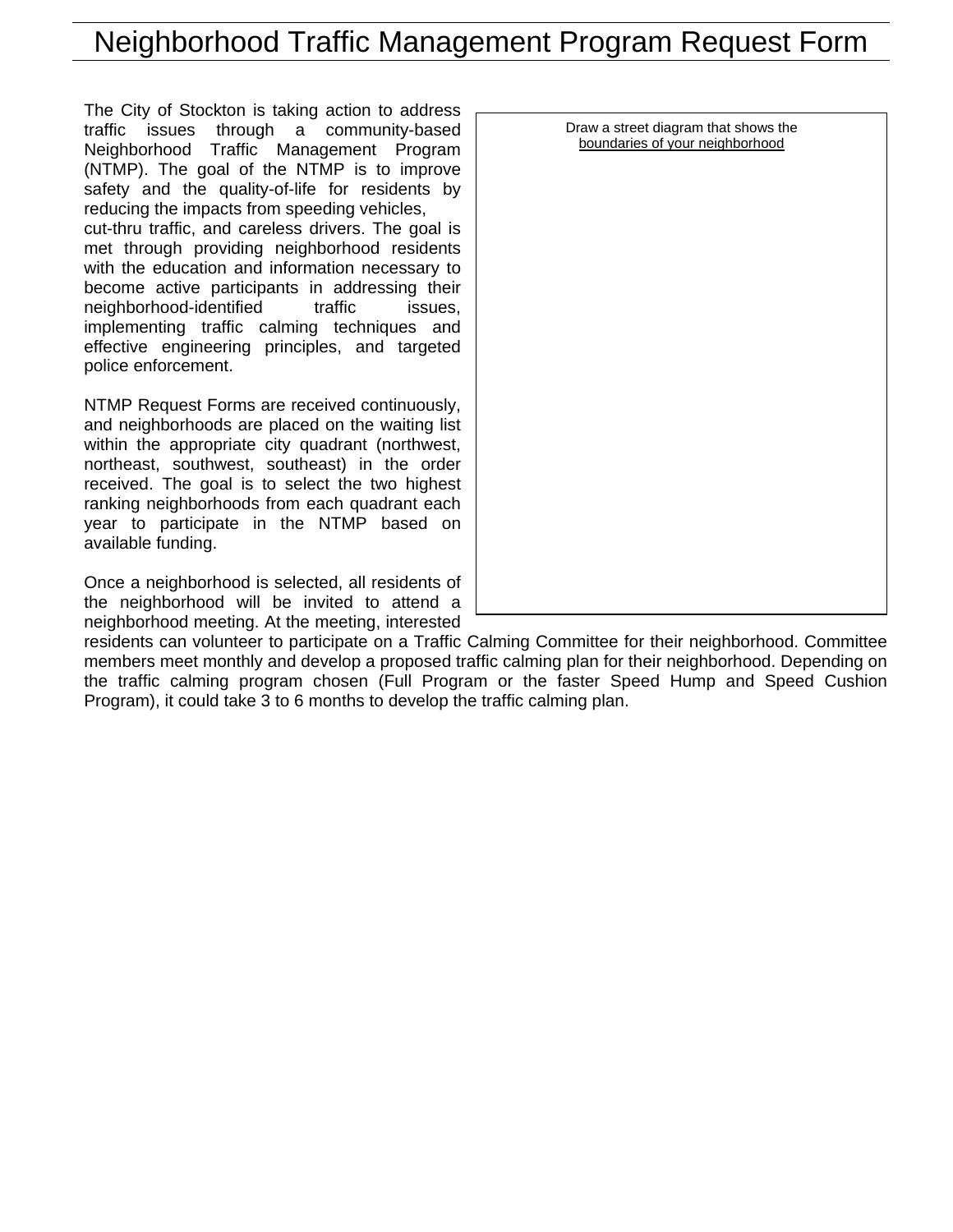# Neighborhood Traffic Management Program Request Form

The City of Stockton is taking action to address traffic issues through a community-based Neighborhood Traffic Management Program (NTMP). The goal of the NTMP is to improve safety and the quality-of-life for residents by reducing the impacts from speeding vehicles, cut-thru traffic, and careless drivers. The goal is met through providing neighborhood residents with the education and information necessary to become active participants in addressing their neighborhood-identified traffic issues, implementing traffic calming techniques and effective engineering principles, and targeted police enforcement.

NTMP Request Forms are received continuously, and neighborhoods are placed on the waiting list within the appropriate city quadrant (northwest, northeast, southwest, southeast) in the order received. The goal is to select the two highest ranking neighborhoods from each quadrant each year to participate in the NTMP based on available funding.

Once a neighborhood is selected, all residents of the neighborhood will be invited to attend a neighborhood meeting. At the meeting, interested residents can volunteer to participate on a Traffic Calming Committee for their neighborhood. Committee members meet monthly and develop a proposed traffic calming plan for their neighborhood. Depending on the traffic calming program chosen (Full Program or the faster Speed Hump and Speed Cushion Program), it could take 3 to 6 months to develop the traffic calming plan.

Draw a street diagram that shows the <u>boundaries of your neighborhood</u>